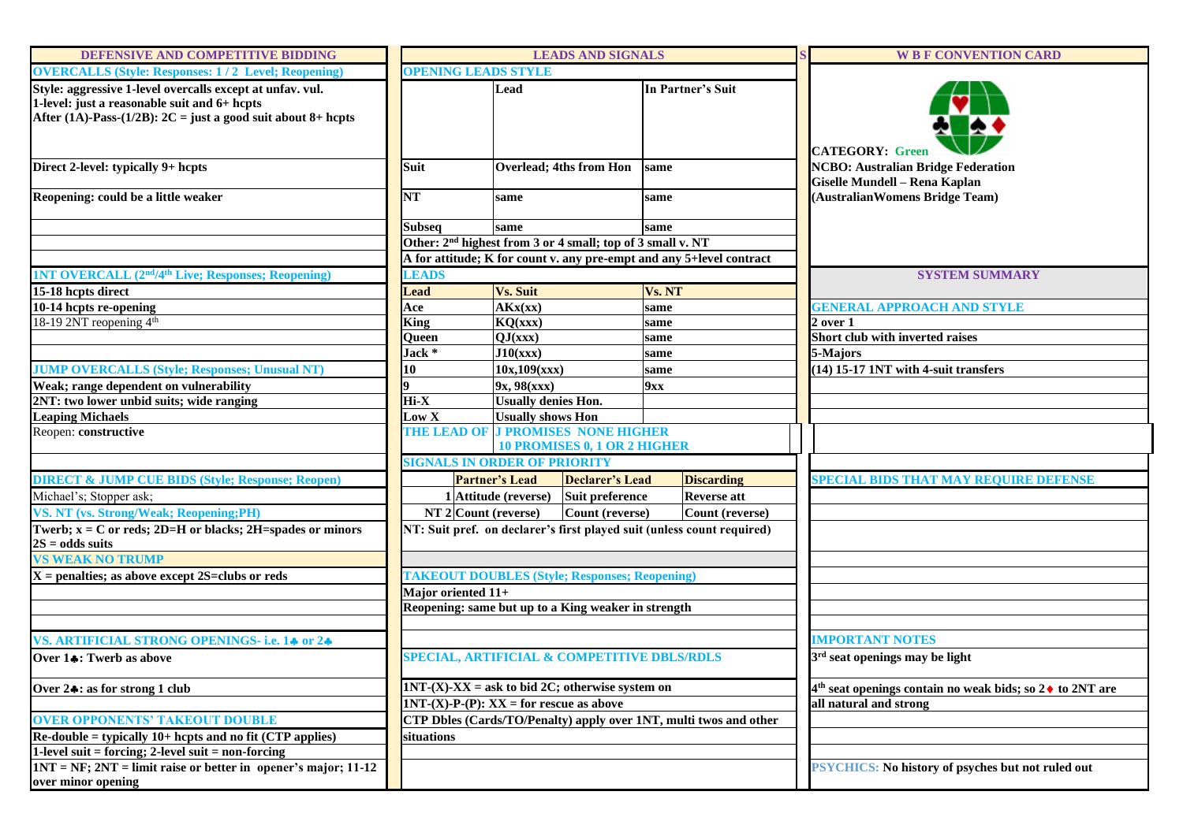## DEFENSIVE AND COMPETITIVE BIDDING

### OVERCALLS (Style: Responses: 1 / 2 Level; Reopening)

**Style: aggressive 1-level overcalls except at unfav. vul.**
**1-level: just a reasonable suit and 6+ hcpts**
**After (1A)-Pass-(1/2B): 2C = just a good suit about 8+ hcpts**

**Direct 2-level: typically 9+ hcpts**

**Reopening: could be a little weaker**

### 1NT OVERCALL (2nd/4th Live; Responses; Reopening)

**15-18 hcpts direct**
**10-14 hcpts re-opening**
18-19 2NT reopening 4th

### JUMP OVERCALLS (Style; Responses; Unusual NT)

**Weak; range dependent on vulnerability**
**2NT: two lower unbid suits; wide ranging**
**Leaping Michaels**
Reopen: **constructive**

### DIRECT & JUMP CUE BIDS (Style; Response; Reopen)

Michael's; Stopper ask;

### VS. NT (vs. Strong/Weak; Reopening;PH)

**Twerb; x = C or reds; 2D=H or blacks; 2H=spades or minors**
**2S = odds suits**

### VS WEAK NO TRUMP

**X = penalties; as above except 2S=clubs or reds**

### VS. ARTIFICIAL STRONG OPENINGS- i.e. 1♣ or 2♣

**Over 1♣: Twerb as above**

**Over 2♣: as for strong 1 club**

### OVER OPPONENTS' TAKEOUT DOUBLE

**Re-double = typically 10+ hcpts and no fit (CTP applies)**
**1-level suit = forcing; 2-level suit = non-forcing**
**1NT = NF; 2NT = limit raise or better in opener's major; 11-12 over minor opening**

## LEADS AND SIGNALS

### OPENING LEADS STYLE

| | Lead | In Partner's Suit |
|---|---|---|
| Suit | Overlead; 4ths from Hon | same |
| NT | same | same |
| Subseq | same | same |

**Other: 2nd highest from 3 or 4 small; top of 3 small v. NT**
**A for attitude; K for count v. any pre-empt and any 5+level contract**

### LEADS

| Lead | Vs. Suit | Vs. NT |
|---|---|---|
| Ace | AKx(xx) | same |
| King | KQ(xxx) | same |
| Queen | QJ(xxx) | same |
| Jack * | J10(xxx) | same |
| 10 | 10x,109(xxx) | same |
| 9 | 9x, 98(xxx) | 9xx |
| Hi-X | Usually denies Hon. | |
| Low X | Usually shows Hon | |

**THE LEAD OF J PROMISES NONE HIGHER**
**10 PROMISES 0, 1 OR 2 HIGHER**

### SIGNALS IN ORDER OF PRIORITY

| | Partner's Lead | Declarer's Lead | Discarding |
|---|---|---|---|
| 1 | Attitude (reverse) | Suit preference | Reverse att |
| NT 2 | Count (reverse) | Count (reverse) | Count (reverse) |

**NT: Suit pref. on declarer's first played suit (unless count required)**

### TAKEOUT DOUBLES (Style; Responses; Reopening)

**Major oriented 11+**
**Reopening: same but up to a King weaker in strength**

### SPECIAL, ARTIFICIAL & COMPETITIVE DBLS/RDLS

**1NT-(X)-XX = ask to bid 2C; otherwise system on**
**1NT-(X)-P-(P): XX = for rescue as above**
**CTP Dbles (Cards/TO/Penalty) apply over 1NT, multi twos and other situations**

## W B F CONVENTION CARD

**CATEGORY: Green**
**NCBO: Australian Bridge Federation**
**Giselle Mundell – Rena Kaplan**
**(AustralianWomens Bridge Team)**

### SYSTEM SUMMARY

#### GENERAL APPROACH AND STYLE

**2 over 1**
**Short club with inverted raises**
**5-Majors**
**(14) 15-17 1NT with 4-suit transfers**

#### SPECIAL BIDS THAT MAY REQUIRE DEFENSE

#### IMPORTANT NOTES

**3rd seat openings may be light**

**4th seat openings contain no weak bids; so 2♦ to 2NT are all natural and strong**

**PSYCHICS: No history of psyches but not ruled out**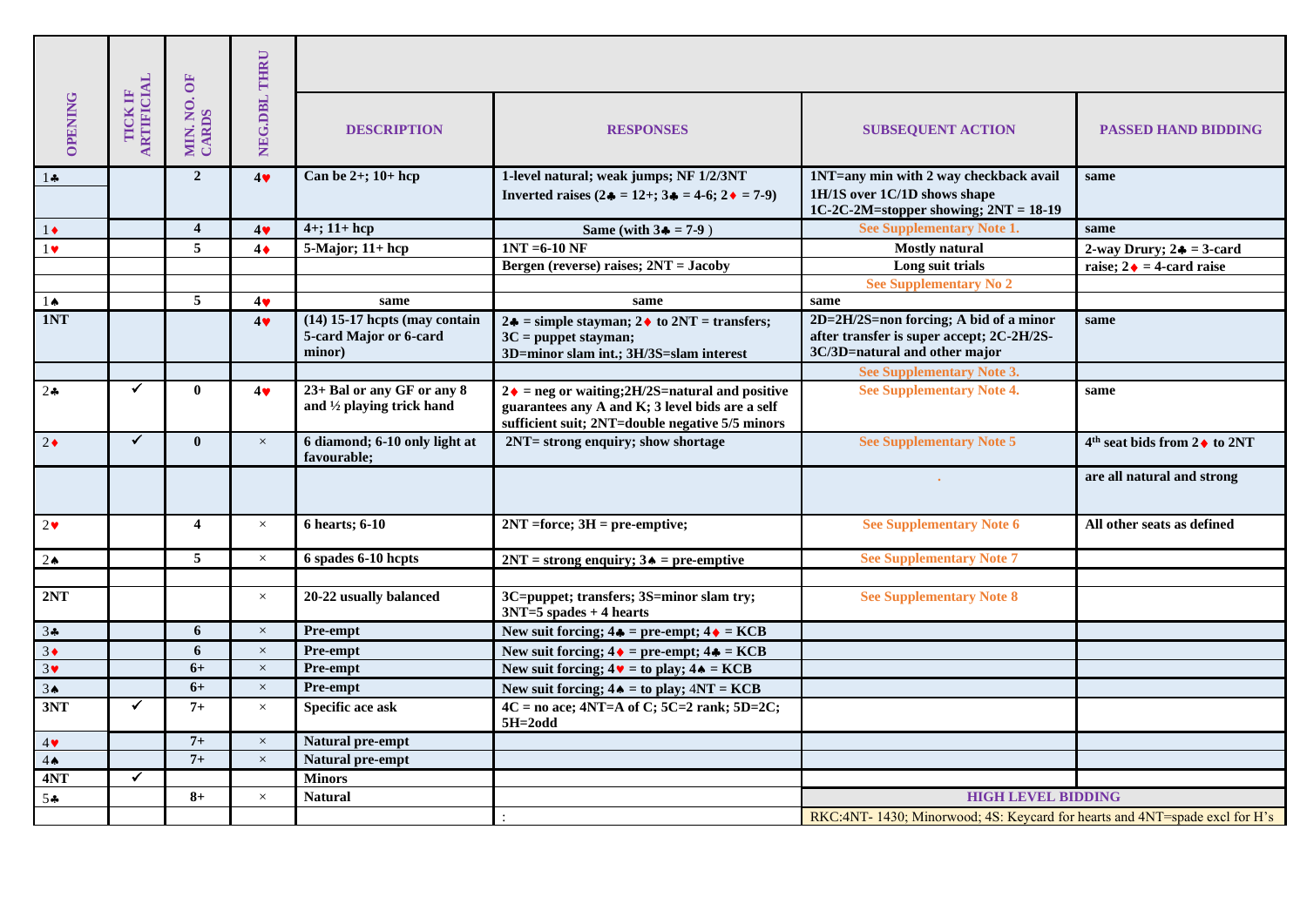| OPENING | TICK IF ARTIFICIAL | MIN. NO. OF CARDS | NEG.DBL THRU | DESCRIPTION | RESPONSES | SUBSEQUENT ACTION | PASSED HAND BIDDING |
|---|---|---|---|---|---|---|---|
| 1♣ | | 2 | 4♥ | Can be 2+; 10+ hcp | 1-level natural; weak jumps; NF 1/2/3NT<br>Inverted raises (2♣ = 12+; 3♣ = 4-6; 2♦ = 7-9) | 1NT=any min with 2 way checkback avail<br>1H/1S over 1C/1D shows shape<br>1C-2C-2M=stopper showing; 2NT = 18-19 | same |
| 1♦ | | 4 | 4♥ | 4+; 11+ hcp | Same (with 3♣ = 7-9 ) | See Supplementary Note 1. | same |
| 1♥ | | 5 | 4♦ | 5-Major; 11+ hcp | 1NT =6-10 NF | Mostly natural | 2-way Drury; 2♣ = 3-card |
| | | | | | Bergen (reverse) raises; 2NT = Jacoby | Long suit trials | raise; 2♦ = 4-card raise |
| | | | | | | See Supplementary No 2 | |
| 1♠ | | 5 | 4♥ | same | same | same | |
| 1NT | | | 4♥ | (14) 15-17 hcpts (may contain 5-card Major or 6-card minor) | 2♣ = simple stayman; 2♦ to 2NT = transfers;<br>3C = puppet stayman;<br>3D=minor slam int.; 3H/3S=slam interest | 2D=2H/2S=non forcing; A bid of a minor after transfer is super accept; 2C-2H/2S-3C/3D=natural and other major | same |
| | | | | | | See Supplementary Note 3. | |
| 2♣ | ✓ | 0 | 4♥ | 23+ Bal or any GF or any 8 and ½ playing trick hand | 2♦ = neg or waiting;2H/2S=natural and positive guarantees any A and K; 3 level bids are a self sufficient suit; 2NT=double negative 5/5 minors | See Supplementary Note 4. | same |
| 2♦ | ✓ | 0 | × | 6 diamond; 6-10 only light at favourable; | 2NT= strong enquiry; show shortage | See Supplementary Note 5 | 4th seat bids from 2♦ to 2NT |
| | | | | | | . | are all natural and strong |
| 2♥ | | 4 | × | 6 hearts; 6-10 | 2NT =force; 3H = pre-emptive; | See Supplementary Note 6 | All other seats as defined |
| 2♠ | | 5 | × | 6 spades 6-10 hcpts | 2NT = strong enquiry; 3♠ = pre-emptive | See Supplementary Note 7 | |
| | | | | | | | |
| 2NT | | | × | 20-22 usually balanced | 3C=puppet; transfers; 3S=minor slam try;<br>3NT=5 spades + 4 hearts | See Supplementary Note 8 | |
| 3♣ | | 6 | × | Pre-empt | New suit forcing; 4♣ = pre-empt; 4♦ = KCB | | |
| 3♦ | | 6 | × | Pre-empt | New suit forcing; 4♦ = pre-empt; 4♣ = KCB | | |
| 3♥ | | 6+ | × | Pre-empt | New suit forcing; 4♥ = to play; 4♠ = KCB | | |
| 3♠ | | 6+ | × | Pre-empt | New suit forcing; 4♠ = to play; 4NT = KCB | | |
| 3NT | ✓ | 7+ | × | Specific ace ask | 4C = no ace; 4NT=A of C; 5C=2 rank; 5D=2C;<br>5H=2odd | | |
| 4♥ | | 7+ | × | Natural pre-empt | | | |
| 4♠ | | 7+ | × | Natural pre-empt | | | |
| 4NT | ✓ | | | Minors | | | |
| 5♣ | | 8+ | × | Natural | | HIGH LEVEL BIDDING | |
| | | | | | : | RKC:4NT- 1430; Minorwood; 4S: Keycard for hearts and 4NT=spade excl for H's | |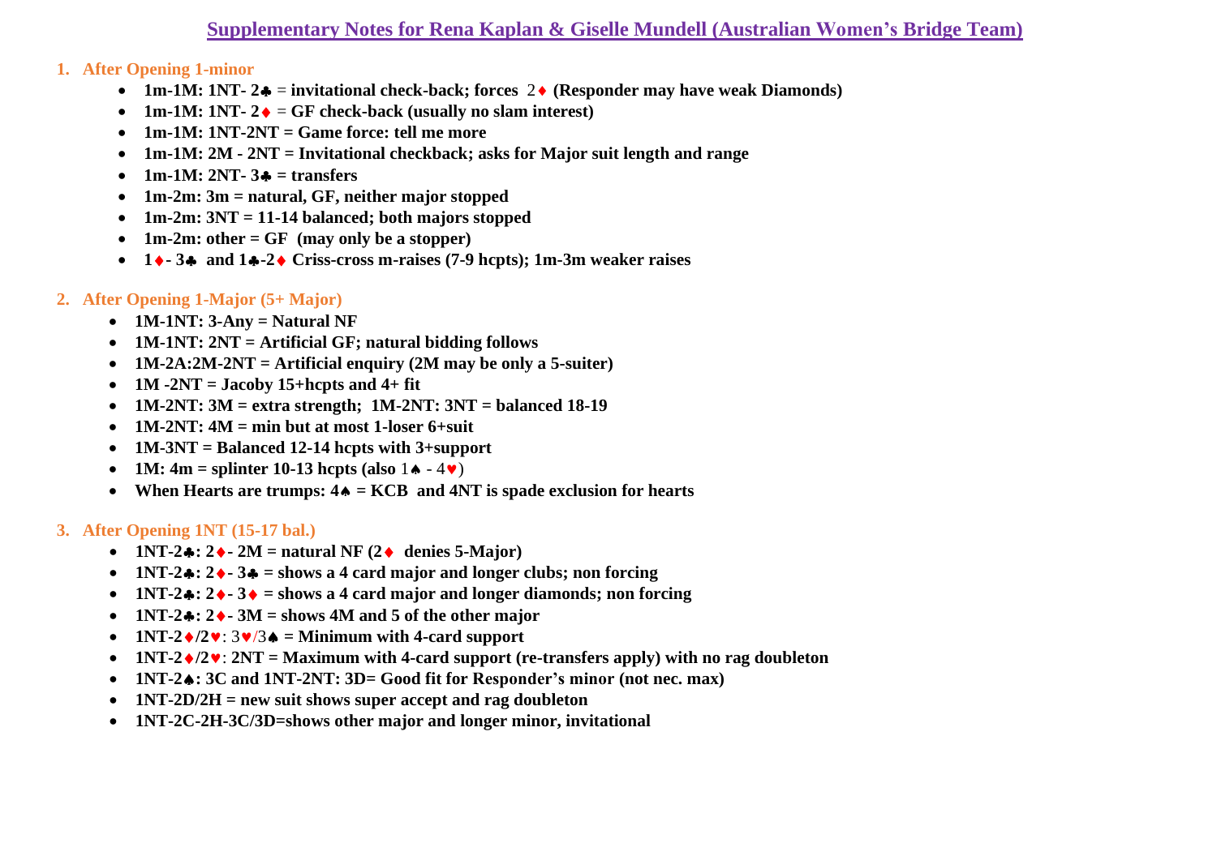# Supplementary Notes for Rena Kaplan & Giselle Mundell (Australian Women's Bridge Team)

## 1. After Opening 1-minor

- **1m-1M: 1NT- 2♣ = invitational check-back; forces 2♦ (Responder may have weak Diamonds)**
- **1m-1M: 1NT- 2♦ = GF check-back (usually no slam interest)**
- **1m-1M: 1NT-2NT = Game force: tell me more**
- **1m-1M: 2M - 2NT = Invitational checkback; asks for Major suit length and range**
- **1m-1M: 2NT- 3♣ = transfers**
- **1m-2m: 3m = natural, GF, neither major stopped**
- **1m-2m: 3NT = 11-14 balanced; both majors stopped**
- **1m-2m: other = GF (may only be a stopper)**
- **1♦- 3♣ and 1♣-2♦ Criss-cross m-raises (7-9 hcpts); 1m-3m weaker raises**

## 2. After Opening 1-Major (5+ Major)

- **1M-1NT: 3-Any = Natural NF**
- **1M-1NT: 2NT = Artificial GF; natural bidding follows**
- **1M-2A:2M-2NT = Artificial enquiry (2M may be only a 5-suiter)**
- **1M -2NT = Jacoby 15+hcpts and 4+ fit**
- **1M-2NT: 3M = extra strength; 1M-2NT: 3NT = balanced 18-19**
- **1M-2NT: 4M = min but at most 1-loser 6+suit**
- **1M-3NT = Balanced 12-14 hcpts with 3+support**
- **1M: 4m = splinter 10-13 hcpts (also** 1♠ - 4♥)
- **When Hearts are trumps: 4♠ = KCB and 4NT is spade exclusion for hearts**

## 3. After Opening 1NT (15-17 bal.)

- **1NT-2♣: 2♦- 2M = natural NF (2♦ denies 5-Major)**
- **1NT-2♣: 2♦- 3♣ = shows a 4 card major and longer clubs; non forcing**
- **1NT-2♣: 2♦- 3♦ = shows a 4 card major and longer diamonds; non forcing**
- **1NT-2♣: 2♦- 3M = shows 4M and 5 of the other major**
- **1NT-2♦/2♥**: 3♥/3♠ **= Minimum with 4-card support**
- **1NT-2♦/2♥: 2NT = Maximum with 4-card support (re-transfers apply) with no rag doubleton**
- **1NT-2♠: 3C and 1NT-2NT: 3D= Good fit for Responder's minor (not nec. max)**
- **1NT-2D/2H = new suit shows super accept and rag doubleton**
- **1NT-2C-2H-3C/3D=shows other major and longer minor, invitational**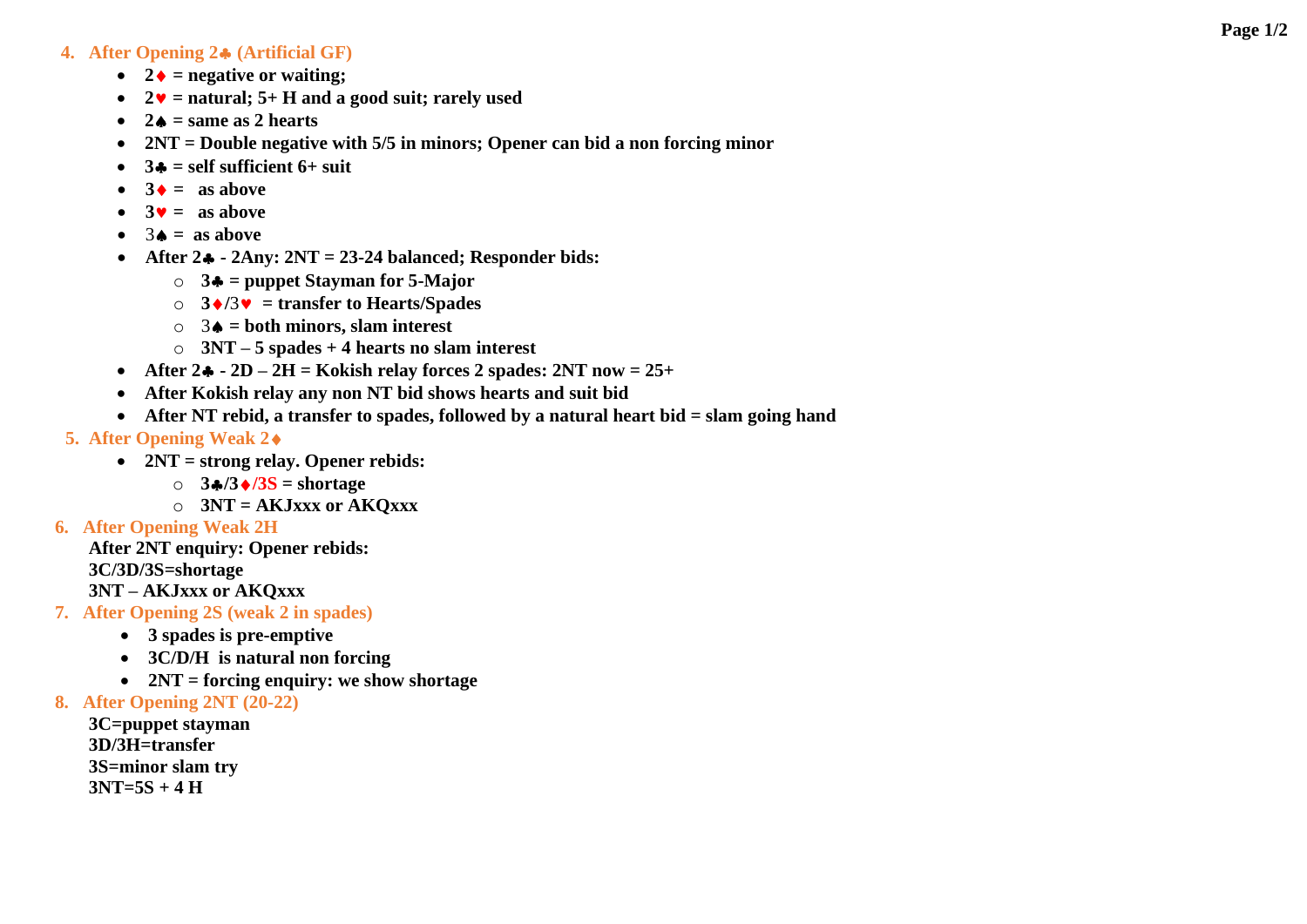## 4. After Opening 2♣ (Artificial GF)

- **2♦ = negative or waiting;**
- **2♥ = natural; 5+ H and a good suit; rarely used**
- **2♠ = same as 2 hearts**
- **2NT = Double negative with 5/5 in minors; Opener can bid a non forcing minor**
- **3♣ = self sufficient 6+ suit**
- **3♦ = as above**
- **3♥ = as above**
- 3♠ = **as above**
- **After 2♣ - 2Any: 2NT = 23-24 balanced; Responder bids:**
  - **3♣ = puppet Stayman for 5-Major**
  - **3♦/**3♥ **= transfer to Hearts/Spades**
  - 3♠ **= both minors, slam interest**
  - **3NT – 5 spades + 4 hearts no slam interest**
- **After 2♣ - 2D – 2H = Kokish relay forces 2 spades: 2NT now = 25+**
- **After Kokish relay any non NT bid shows hearts and suit bid**
- **After NT rebid, a transfer to spades, followed by a natural heart bid = slam going hand**

## 5. After Opening Weak 2♦

- **2NT = strong relay. Opener rebids:**
  - **3♣/3♦/3S = shortage**
  - **3NT = AKJxxx or AKQxxx**

## 6. After Opening Weak 2H

**After 2NT enquiry: Opener rebids:**
**3C/3D/3S=shortage**
**3NT – AKJxxx or AKQxxx**

## 7. After Opening 2S (weak 2 in spades)

- **3 spades is pre-emptive**
- **3C/D/H is natural non forcing**
- **2NT = forcing enquiry: we show shortage**

## 8. After Opening 2NT (20-22)

**3C=puppet stayman**
**3D/3H=transfer**
**3S=minor slam try**
**3NT=5S + 4 H**